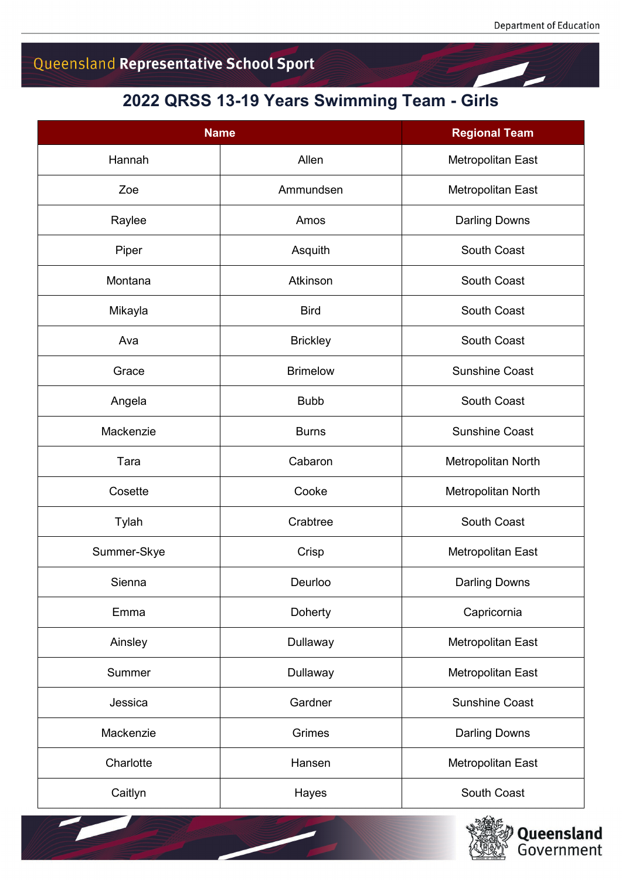Queensland Representative School Sport

# 2022 QRSS 13-19 Years Swimming Team - Girls

| Name | | Regional Team |
|---|---|---|
| Hannah | Allen | Metropolitan East |
| Zoe | Ammundsen | Metropolitan East |
| Raylee | Amos | Darling Downs |
| Piper | Asquith | South Coast |
| Montana | Atkinson | South Coast |
| Mikayla | Bird | South Coast |
| Ava | Brickley | South Coast |
| Grace | Brimelow | Sunshine Coast |
| Angela | Bubb | South Coast |
| Mackenzie | Burns | Sunshine Coast |
| Tara | Cabaron | Metropolitan North |
| Cosette | Cooke | Metropolitan North |
| Tylah | Crabtree | South Coast |
| Summer-Skye | Crisp | Metropolitan East |
| Sienna | Deurloo | Darling Downs |
| Emma | Doherty | Capricornia |
| Ainsley | Dullaway | Metropolitan East |
| Summer | Dullaway | Metropolitan East |
| Jessica | Gardner | Sunshine Coast |
| Mackenzie | Grimes | Darling Downs |
| Charlotte | Hansen | Metropolitan East |
| Caitlyn | Hayes | South Coast |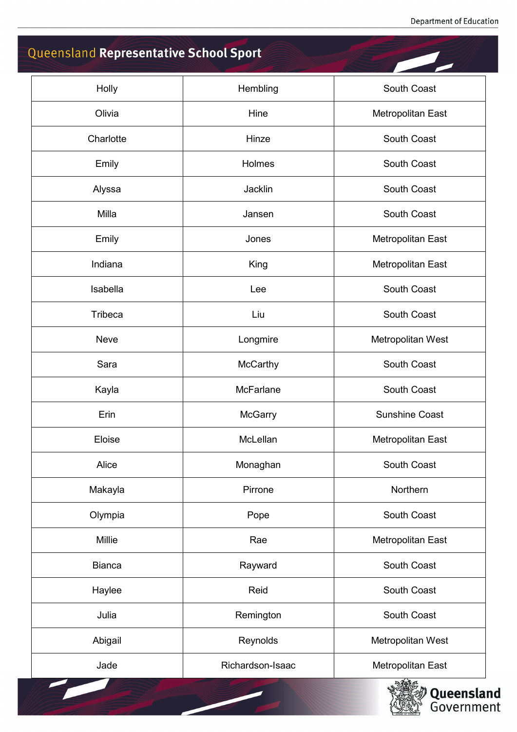| | | |
|---|---|---|
| Holly | Hembling | South Coast |
| Olivia | Hine | Metropolitan East |
| Charlotte | Hinze | South Coast |
| Emily | Holmes | South Coast |
| Alyssa | Jacklin | South Coast |
| Milla | Jansen | South Coast |
| Emily | Jones | Metropolitan East |
| Indiana | King | Metropolitan East |
| Isabella | Lee | South Coast |
| Tribeca | Liu | South Coast |
| Neve | Longmire | Metropolitan West |
| Sara | McCarthy | South Coast |
| Kayla | McFarlane | South Coast |
| Erin | McGarry | Sunshine Coast |
| Eloise | McLellan | Metropolitan East |
| Alice | Monaghan | South Coast |
| Makayla | Pirrone | Northern |
| Olympia | Pope | South Coast |
| Millie | Rae | Metropolitan East |
| Bianca | Rayward | South Coast |
| Haylee | Reid | South Coast |
| Julia | Remington | South Coast |
| Abigail | Reynolds | Metropolitan West |
| Jade | Richardson-Isaac | Metropolitan East |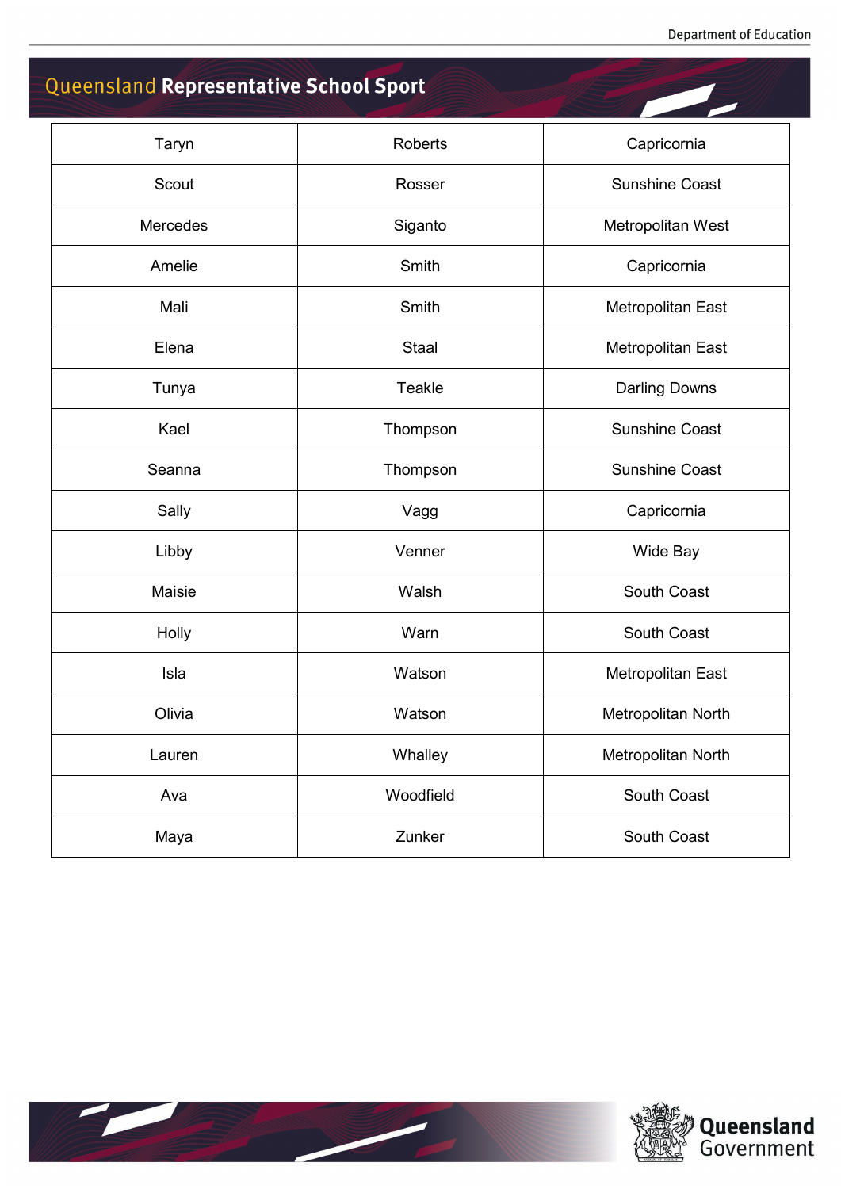| | | |
|---|---|---|
| Taryn | Roberts | Capricornia |
| Scout | Rosser | Sunshine Coast |
| Mercedes | Siganto | Metropolitan West |
| Amelie | Smith | Capricornia |
| Mali | Smith | Metropolitan East |
| Elena | Staal | Metropolitan East |
| Tunya | Teakle | Darling Downs |
| Kael | Thompson | Sunshine Coast |
| Seanna | Thompson | Sunshine Coast |
| Sally | Vagg | Capricornia |
| Libby | Venner | Wide Bay |
| Maisie | Walsh | South Coast |
| Holly | Warn | South Coast |
| Isla | Watson | Metropolitan East |
| Olivia | Watson | Metropolitan North |
| Lauren | Whalley | Metropolitan North |
| Ava | Woodfield | South Coast |
| Maya | Zunker | South Coast |